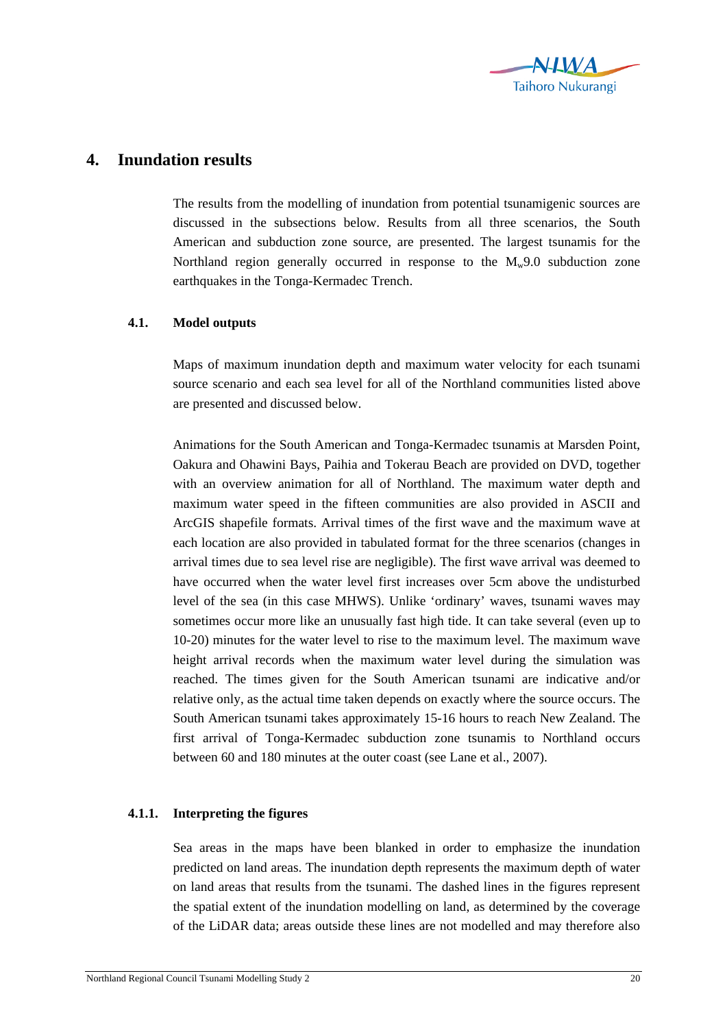# 4. Inundation results

The results from the modelling of inundation from potential tsunamigenic sources are discussed in the subsections below. Results from all three scenarios, the South American and subduction zone source, are presented. The largest tsunamis for the Northland region generally occurred in response to the $M_w$9.0 subduction zone earthquakes in the Tonga-Kermadec Trench.

## 4.1. Model outputs

Maps of maximum inundation depth and maximum water velocity for each tsunami source scenario and each sea level for all of the Northland communities listed above are presented and discussed below.

Animations for the South American and Tonga-Kermadec tsunamis at Marsden Point, Oakura and Ohawini Bays, Paihia and Tokerau Beach are provided on DVD, together with an overview animation for all of Northland. The maximum water depth and maximum water speed in the fifteen communities are also provided in ASCII and ArcGIS shapefile formats. Arrival times of the first wave and the maximum wave at each location are also provided in tabulated format for the three scenarios (changes in arrival times due to sea level rise are negligible). The first wave arrival was deemed to have occurred when the water level first increases over 5cm above the undisturbed level of the sea (in this case MHWS). Unlike 'ordinary' waves, tsunami waves may sometimes occur more like an unusually fast high tide. It can take several (even up to 10-20) minutes for the water level to rise to the maximum level. The maximum wave height arrival records when the maximum water level during the simulation was reached. The times given for the South American tsunami are indicative and/or relative only, as the actual time taken depends on exactly where the source occurs. The South American tsunami takes approximately 15-16 hours to reach New Zealand. The first arrival of Tonga-Kermadec subduction zone tsunamis to Northland occurs between 60 and 180 minutes at the outer coast (see Lane et al., 2007).

### 4.1.1. Interpreting the figures

Sea areas in the maps have been blanked in order to emphasize the inundation predicted on land areas. The inundation depth represents the maximum depth of water on land areas that results from the tsunami. The dashed lines in the figures represent the spatial extent of the inundation modelling on land, as determined by the coverage of the LiDAR data; areas outside these lines are not modelled and may therefore also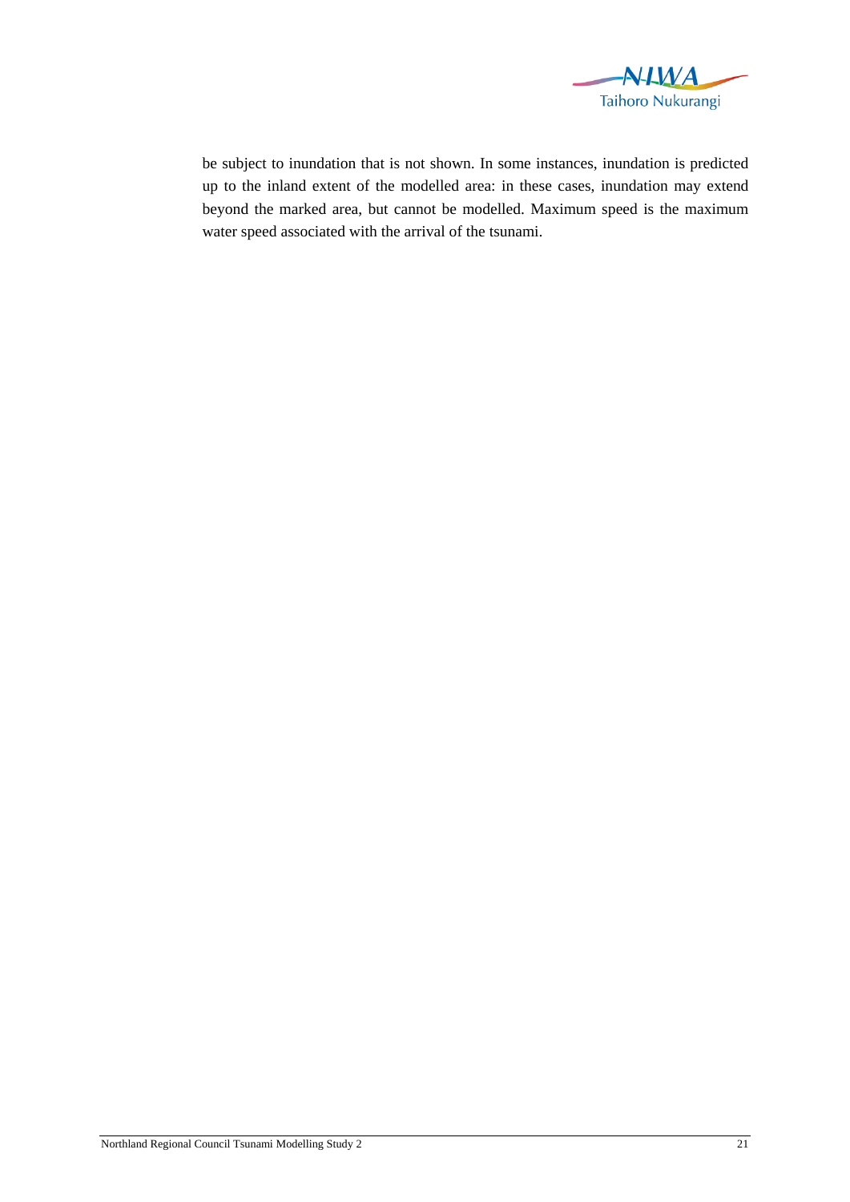be subject to inundation that is not shown. In some instances, inundation is predicted up to the inland extent of the modelled area: in these cases, inundation may extend beyond the marked area, but cannot be modelled. Maximum speed is the maximum water speed associated with the arrival of the tsunami.